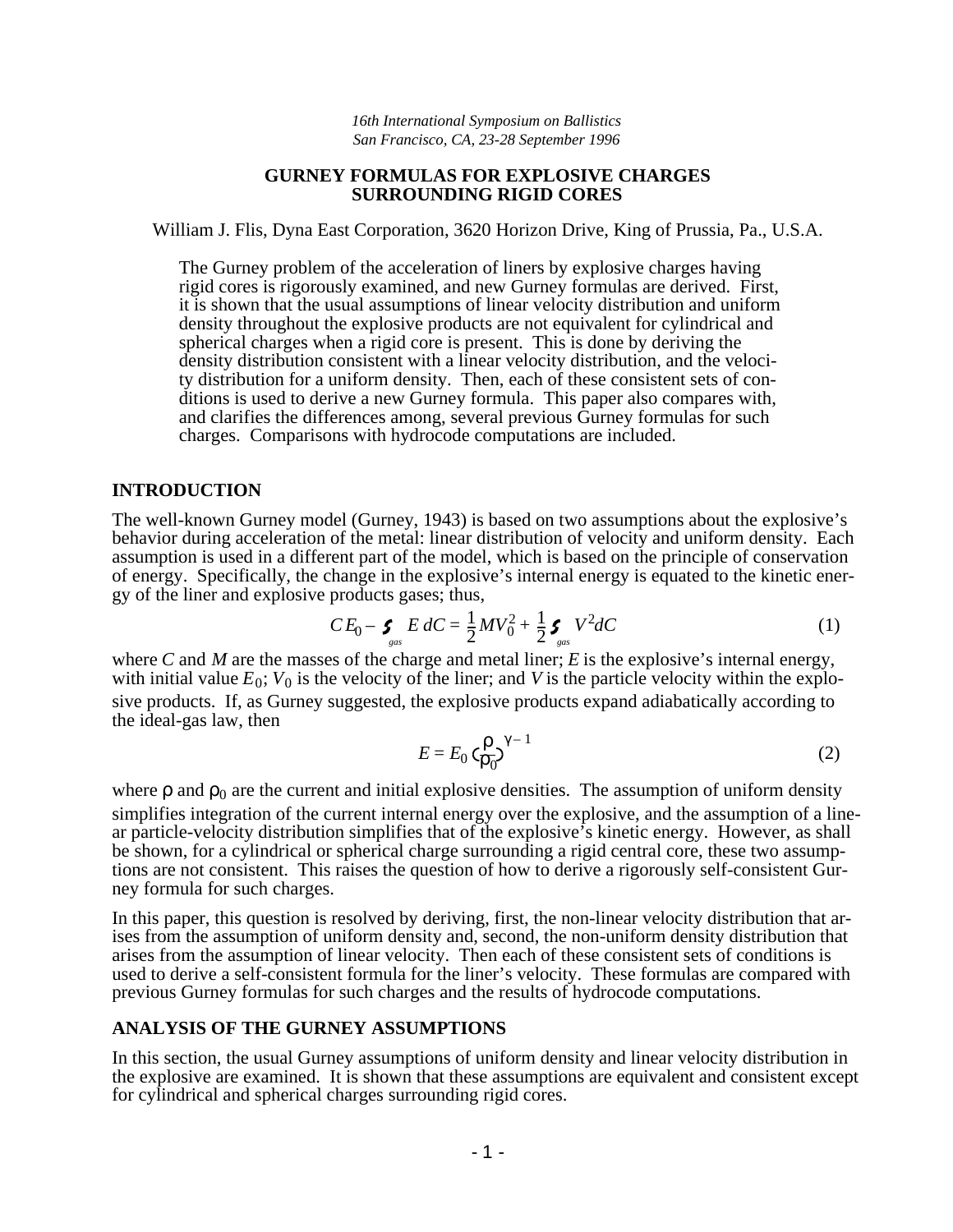*16th International Symposium on Ballistics*
*San Francisco, CA, 23-28 September 1996*

# GURNEY FORMULAS FOR EXPLOSIVE CHARGES SURROUNDING RIGID CORES

William J. Flis, Dyna East Corporation, 3620 Horizon Drive, King of Prussia, Pa., U.S.A.

The Gurney problem of the acceleration of liners by explosive charges having rigid cores is rigorously examined, and new Gurney formulas are derived. First, it is shown that the usual assumptions of linear velocity distribution and uniform density throughout the explosive products are not equivalent for cylindrical and spherical charges when a rigid core is present. This is done by deriving the density distribution consistent with a linear velocity distribution, and the velocity distribution for a uniform density. Then, each of these consistent sets of conditions is used to derive a new Gurney formula. This paper also compares with, and clarifies the differences among, several previous Gurney formulas for such charges. Comparisons with hydrocode computations are included.

## INTRODUCTION

The well-known Gurney model (Gurney, 1943) is based on two assumptions about the explosive's behavior during acceleration of the metal: linear distribution of velocity and uniform density. Each assumption is used in a different part of the model, which is based on the principle of conservation of energy. Specifically, the change in the explosive's internal energy is equated to the kinetic energy of the liner and explosive products gases; thus,

$$CE_0 - \int_{gas} E\,dC = \frac{1}{2}MV_0^2 + \frac{1}{2}\int_{gas} V^2 dC \tag{1}$$

where $C$ and $M$ are the masses of the charge and metal liner; $E$ is the explosive's internal energy, with initial value $E_0$; $V_0$ is the velocity of the liner; and $V$ is the particle velocity within the explosive products. If, as Gurney suggested, the explosive products expand adiabatically according to the ideal-gas law, then

$$E = E_0 \left(\frac{\rho}{\rho_0}\right)^{\gamma - 1} \tag{2}$$

where $\rho$ and $\rho_0$ are the current and initial explosive densities. The assumption of uniform density simplifies integration of the current internal energy over the explosive, and the assumption of a linear particle-velocity distribution simplifies that of the explosive's kinetic energy. However, as shall be shown, for a cylindrical or spherical charge surrounding a rigid central core, these two assumptions are not consistent. This raises the question of how to derive a rigorously self-consistent Gurney formula for such charges.

In this paper, this question is resolved by deriving, first, the non-linear velocity distribution that arises from the assumption of uniform density and, second, the non-uniform density distribution that arises from the assumption of linear velocity. Then each of these consistent sets of conditions is used to derive a self-consistent formula for the liner's velocity. These formulas are compared with previous Gurney formulas for such charges and the results of hydrocode computations.

## ANALYSIS OF THE GURNEY ASSUMPTIONS

In this section, the usual Gurney assumptions of uniform density and linear velocity distribution in the explosive are examined. It is shown that these assumptions are equivalent and consistent except for cylindrical and spherical charges surrounding rigid cores.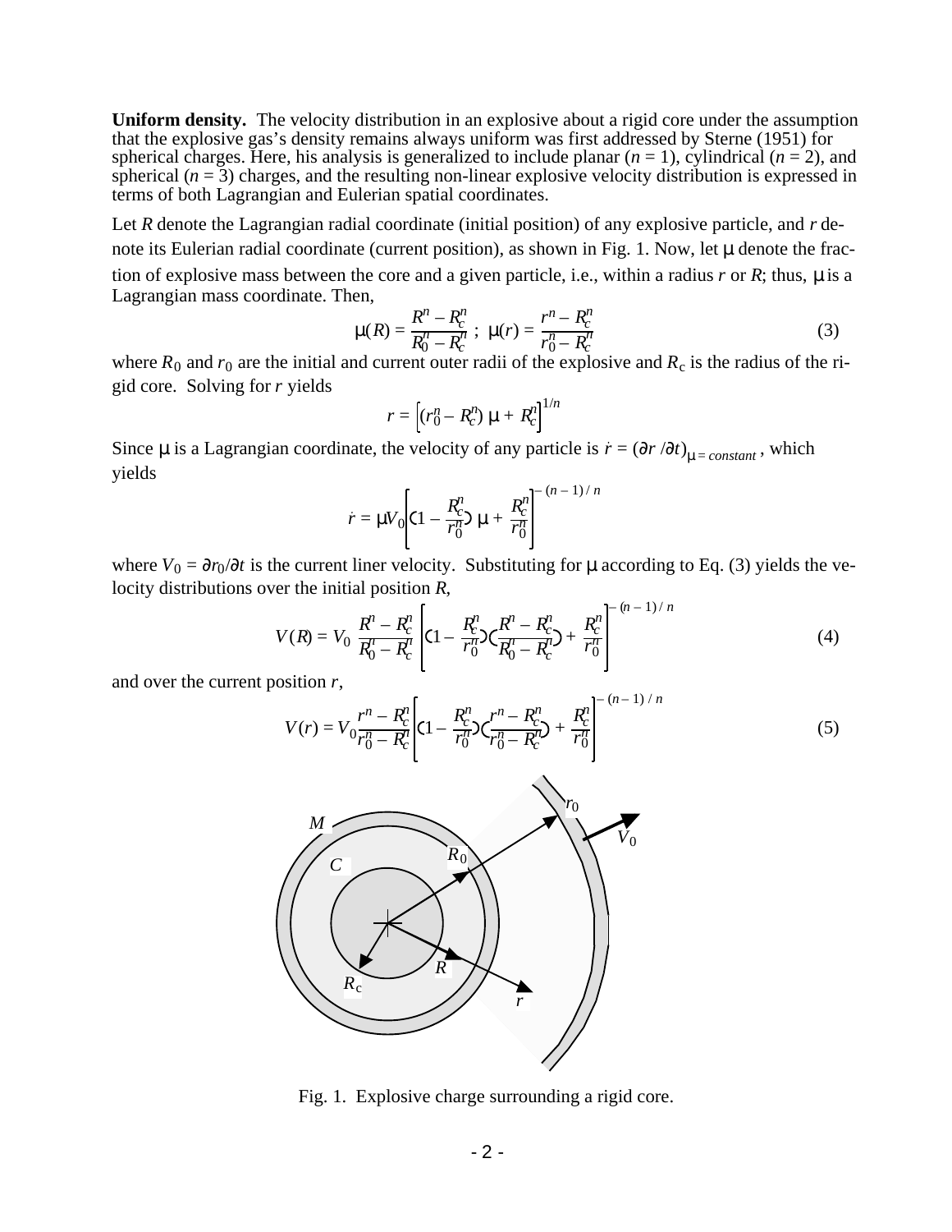**Uniform density.** The velocity distribution in an explosive about a rigid core under the assumption that the explosive gas's density remains always uniform was first addressed by Sterne (1951) for spherical charges. Here, his analysis is generalized to include planar ($n = 1$), cylindrical ($n = 2$), and spherical ($n = 3$) charges, and the resulting non-linear explosive velocity distribution is expressed in terms of both Lagrangian and Eulerian spatial coordinates.

Let $R$ denote the Lagrangian radial coordinate (initial position) of any explosive particle, and $r$ denote its Eulerian radial coordinate (current position), as shown in Fig. 1. Now, let $\mu$ denote the fraction of explosive mass between the core and a given particle, i.e., within a radius $r$ or $R$; thus, $\mu$ is a Lagrangian mass coordinate. Then,

$$\mu(R) = \frac{R^n - R_c^n}{R_0^n - R_c^n}\ ;\ \ \mu(r) = \frac{r^n - R_c^n}{r_0^n - R_c^n} \tag{3}$$

where $R_0$ and $r_0$ are the initial and current outer radii of the explosive and $R_c$ is the radius of the rigid core. Solving for $r$ yields

$$r = \left[(r_0^n - R_c^n)\ \mu + R_c^n\right]^{1/n}$$

Since $\mu$ is a Lagrangian coordinate, the velocity of any particle is $\dot{r} = (\partial r / \partial t)_{\mu = constant}$, which yields

$$\dot{r} = \mu V_0 \left[\left(1 - \frac{R_c^n}{r_0^n}\right) \mu + \frac{R_c^n}{r_0^n}\right]^{-(n-1)/n}$$

where $V_0 = \partial r_0 / \partial t$ is the current liner velocity. Substituting for $\mu$ according to Eq. (3) yields the velocity distributions over the initial position $R$,

$$V(R) = V_0\ \frac{R^n - R_c^n}{R_0^n - R_c^n}\left[\left(1 - \frac{R_c^n}{r_0^n}\right)\left(\frac{R^n - R_c^n}{R_0^n - R_c^n}\right) + \frac{R_c^n}{r_0^n}\right]^{-(n-1)/n} \tag{4}$$

and over the current position $r$,

$$V(r) = V_0 \frac{r^n - R_c^n}{r_0^n - R_c^n}\left[\left(1 - \frac{R_c^n}{r_0^n}\right)\left(\frac{r^n - R_c^n}{r_0^n - R_c^n}\right) + \frac{R_c^n}{r_0^n}\right]^{-(n-1)/n} \tag{5}$$

Fig. 1. Explosive charge surrounding a rigid core.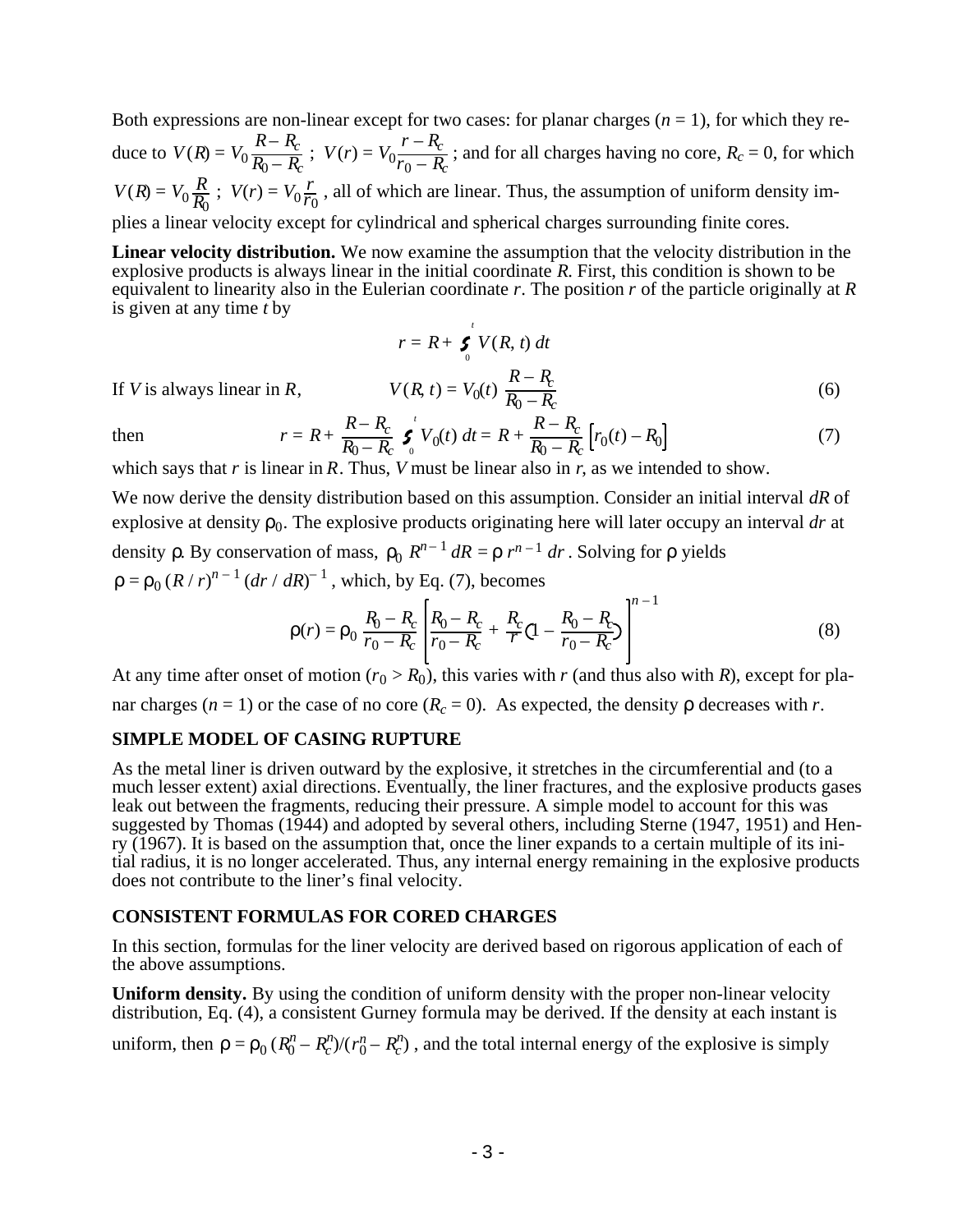Both expressions are non-linear except for two cases: for planar charges ($n = 1$), for which they reduce to $V(R) = V_0 \frac{R - R_c}{R_0 - R_c}$ ; $V(r) = V_0 \frac{r - R_c}{r_0 - R_c}$ ; and for all charges having no core, $R_c = 0$, for which $V(R) = V_0 \frac{R}{R_0}$ ; $V(r) = V_0 \frac{r}{r_0}$ , all of which are linear. Thus, the assumption of uniform density implies a linear velocity except for cylindrical and spherical charges surrounding finite cores.

**Linear velocity distribution.** We now examine the assumption that the velocity distribution in the explosive products is always linear in the initial coordinate $R$. First, this condition is shown to be equivalent to linearity also in the Eulerian coordinate $r$. The position $r$ of the particle originally at $R$ is given at any time $t$ by

$$r = R + \int_0^t V(R, t)\, dt$$

If $V$ is always linear in $R$,

$$V(R, t) = V_0(t) \frac{R - R_c}{R_0 - R_c} \tag{6}$$

then

$$r = R + \frac{R - R_c}{R_0 - R_c} \int_0^t V_0(t)\, dt = R + \frac{R - R_c}{R_0 - R_c} \left[ r_0(t) - R_0 \right] \tag{7}$$

which says that $r$ is linear in $R$. Thus, $V$ must be linear also in $r$, as we intended to show.

We now derive the density distribution based on this assumption. Consider an initial interval $dR$ of explosive at density $\rho_0$. The explosive products originating here will later occupy an interval $dr$ at density $\rho$. By conservation of mass, $\rho_0 R^{n-1} dR = \rho\, r^{n-1} dr$. Solving for $\rho$ yields $\rho = \rho_0 (R/r)^{n-1} (dr/dR)^{-1}$, which, by Eq. (7), becomes

$$\rho(r) = \rho_0 \frac{R_0 - R_c}{r_0 - R_c} \left[ \frac{R_0 - R_c}{r_0 - R_c} + \frac{R_c}{r} \left( 1 - \frac{R_0 - R_c}{r_0 - R_c} \right) \right]^{n-1} \tag{8}$$

At any time after onset of motion ($r_0 > R_0$), this varies with $r$ (and thus also with $R$), except for planar charges ($n = 1$) or the case of no core ($R_c = 0$). As expected, the density $\rho$ decreases with $r$.

## SIMPLE MODEL OF CASING RUPTURE

As the metal liner is driven outward by the explosive, it stretches in the circumferential and (to a much lesser extent) axial directions. Eventually, the liner fractures, and the explosive products gases leak out between the fragments, reducing their pressure. A simple model to account for this was suggested by Thomas (1944) and adopted by several others, including Sterne (1947, 1951) and Henry (1967). It is based on the assumption that, once the liner expands to a certain multiple of its initial radius, it is no longer accelerated. Thus, any internal energy remaining in the explosive products does not contribute to the liner's final velocity.

## CONSISTENT FORMULAS FOR CORED CHARGES

In this section, formulas for the liner velocity are derived based on rigorous application of each of the above assumptions.

**Uniform density.** By using the condition of uniform density with the proper non-linear velocity distribution, Eq. (4), a consistent Gurney formula may be derived. If the density at each instant is uniform, then $\rho = \rho_0 (R_0^n - R_c^n)/(r_0^n - R_c^n)$, and the total internal energy of the explosive is simply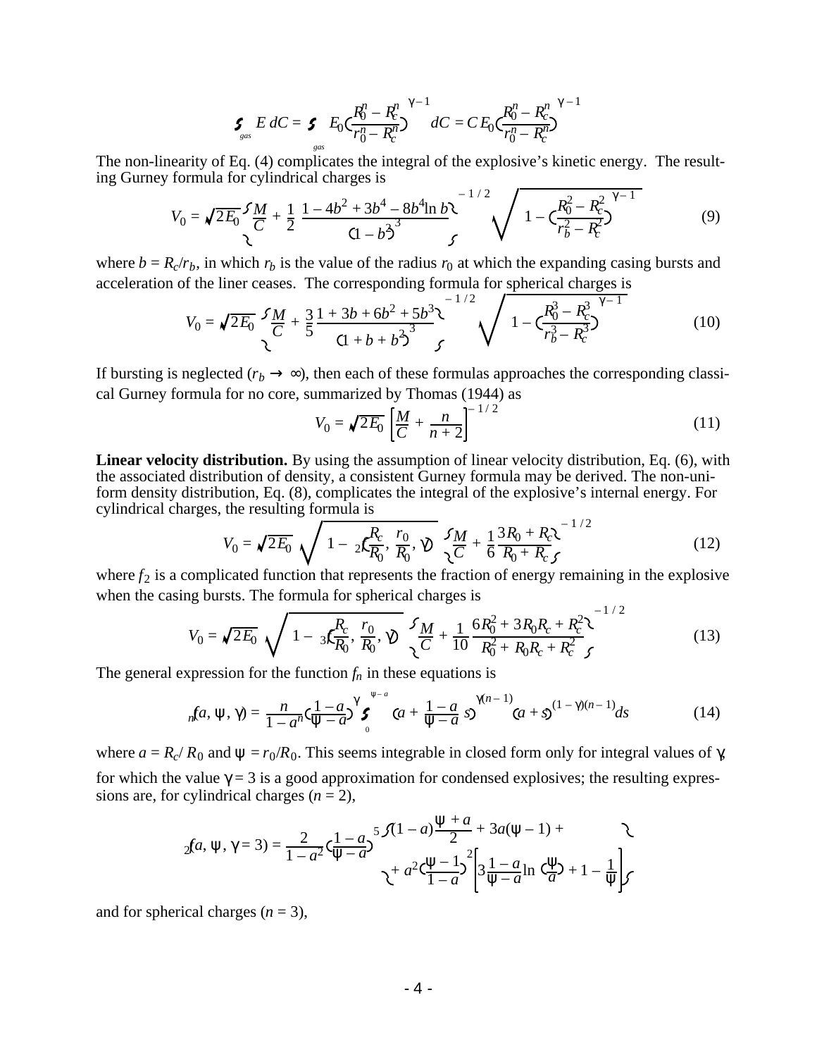$$\int_{gas} E\,dC = \int_{gas} E_0\left(\frac{R_0^n - R_c^n}{r_0^n - R_c^n}\right)^{\gamma-1} dC = C E_0\left(\frac{R_0^n - R_c^n}{r_0^n - R_c^n}\right)^{\gamma-1}$$

The non-linearity of Eq. (4) complicates the integral of the explosive's kinetic energy. The resulting Gurney formula for cylindrical charges is

$$V_0 = \sqrt{2E_0}\left\{\frac{M}{C} + \frac{1}{2}\,\frac{1 - 4b^2 + 3b^4 - 8b^4 \ln b}{(1 - b^2)^3}\right\}^{-1/2} \sqrt{1 - \left(\frac{R_0^2 - R_c^2}{r_b^2 - R_c^2}\right)^{\gamma-1}} \tag{9}$$

where $b = R_c/r_b$, in which $r_b$ is the value of the radius $r_0$ at which the expanding casing bursts and acceleration of the liner ceases. The corresponding formula for spherical charges is

$$V_0 = \sqrt{2E_0}\left\{\frac{M}{C} + \frac{3}{5}\,\frac{1 + 3b + 6b^2 + 5b^3}{(1 + b + b^2)^3}\right\}^{-1/2} \sqrt{1 - \left(\frac{R_0^3 - R_c^3}{r_b^3 - R_c^3}\right)^{\gamma-1}} \tag{10}$$

If bursting is neglected ($r_b \to \infty$), then each of these formulas approaches the corresponding classical Gurney formula for no core, summarized by Thomas (1944) as

$$V_0 = \sqrt{2E_0}\left[\frac{M}{C} + \frac{n}{n+2}\right]^{-1/2} \tag{11}$$

**Linear velocity distribution.** By using the assumption of linear velocity distribution, Eq. (6), with the associated distribution of density, a consistent Gurney formula may be derived. The non-uniform density distribution, Eq. (8), complicates the integral of the explosive's internal energy. For cylindrical charges, the resulting formula is

$$V_0 = \sqrt{2E_0}\sqrt{1 - f_2\left(\frac{R_c}{R_0}, \frac{r_0}{R_0}, \gamma\right)}\left\{\frac{M}{C} + \frac{1}{6}\,\frac{3R_0 + R_c}{R_0 + R_c}\right\}^{-1/2} \tag{12}$$

where $f_2$ is a complicated function that represents the fraction of energy remaining in the explosive when the casing bursts. The formula for spherical charges is

$$V_0 = \sqrt{2E_0}\sqrt{1 - f_3\left(\frac{R_c}{R_0}, \frac{r_0}{R_0}, \gamma\right)}\left\{\frac{M}{C} + \frac{1}{10}\,\frac{6R_0^2 + 3R_0R_c + R_c^2}{R_0^2 + R_0R_c + R_c^2}\right\}^{-1/2} \tag{13}$$

The general expression for the function $f_n$ in these equations is

$$f_n(a, \psi, \gamma) = \frac{n}{1 - a^n}\left(\frac{1-a}{\psi - a}\right)^{\gamma} \int_0^{\psi - a} \left(a + \frac{1-a}{\psi - a}\,s\right)^{\gamma(n-1)} (a + s)^{(1-\gamma)(n-1)} ds \tag{14}$$

where $a = R_c/R_0$ and $\psi = r_0/R_0$. This seems integrable in closed form only for integral values of $\gamma$, for which the value $\gamma = 3$ is a good approximation for condensed explosives; the resulting expressions are, for cylindrical charges ($n = 2$),

$$f_2(a, \psi, \gamma = 3) = \frac{2}{1 - a^2}\left(\frac{1-a}{\psi - a}\right)^5 \left\{(1 - a)\frac{\psi + a}{2} + 3a(\psi - 1) + a^2\left(\frac{\psi - 1}{1 - a}\right)^2 \left[3\frac{1-a}{\psi - a}\ln\left(\frac{\psi}{a}\right) + 1 - \frac{1}{\psi}\right]\right\}$$

and for spherical charges ($n = 3$),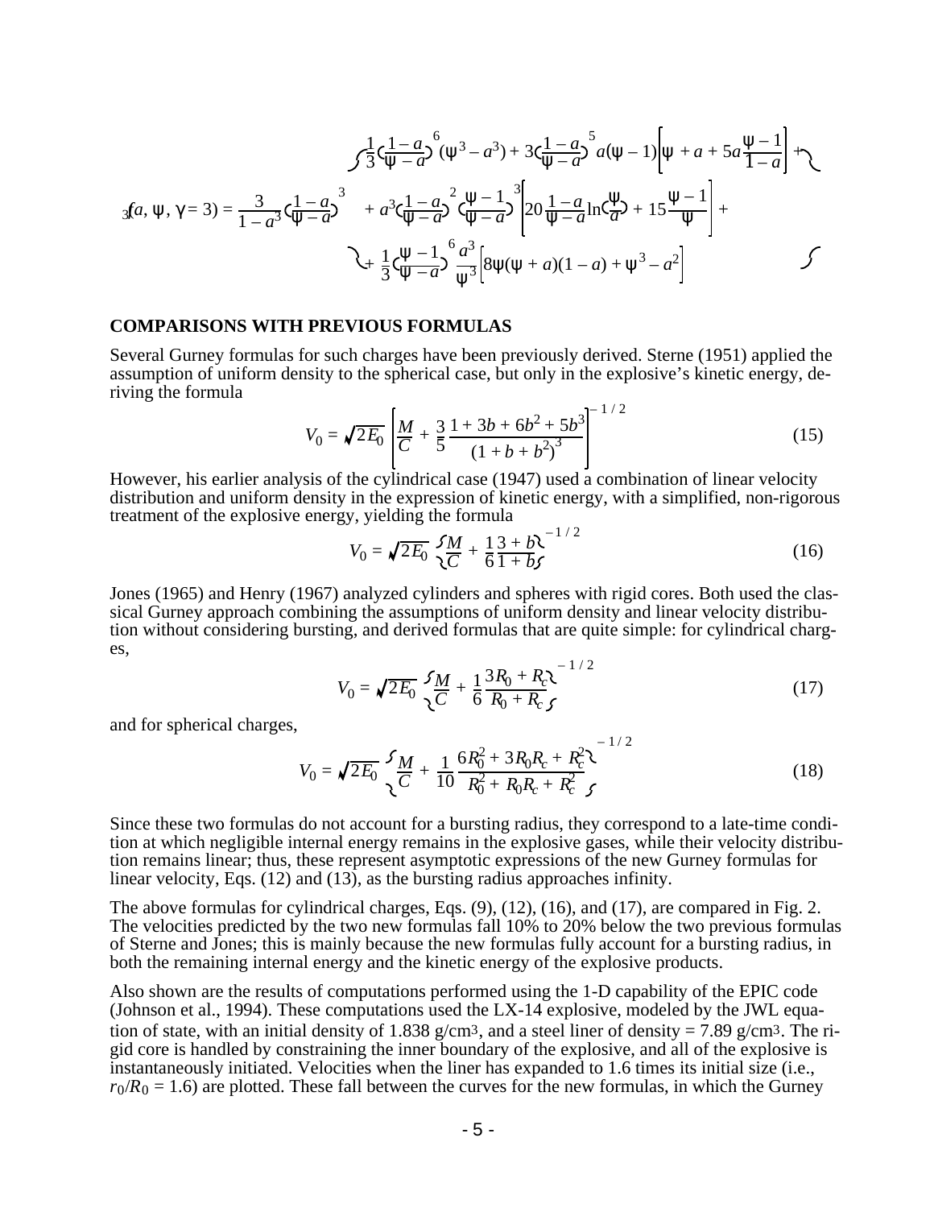$$
{}_3f(a, \psi, \gamma = 3) = \frac{3}{1-a^3}\left(\frac{1-a}{\psi - a}\right)^3 \left\{ \begin{aligned} &\frac{1}{3}\left(\frac{1-a}{\psi-a}\right)^6(\psi^3 - a^3) + 3\left(\frac{1-a}{\psi-a}\right)^5 a(\psi-1)\left[\psi + a + 5a\frac{\psi-1}{1-a}\right] + \\ &+ a^3\left(\frac{1-a}{\psi-a}\right)^2\left(\frac{\psi-1}{\psi-a}\right)^3\left[20\frac{1-a}{\psi-a}\ln\left(\frac{\psi}{a}\right) + 15\frac{\psi-1}{\psi}\right] + \\ &+ \frac{1}{3}\left(\frac{\psi-1}{\psi-a}\right)^6\frac{a^3}{\psi^3}\left[8\psi(\psi+a)(1-a) + \psi^3 - a^2\right] \end{aligned} \right\}
$$

## COMPARISONS WITH PREVIOUS FORMULAS

Several Gurney formulas for such charges have been previously derived. Sterne (1951) applied the assumption of uniform density to the spherical case, but only in the explosive's kinetic energy, deriving the formula

$$
V_0 = \sqrt{2E_0}\left[\frac{M}{C} + \frac{3}{5}\frac{1 + 3b + 6b^2 + 5b^3}{(1 + b + b^2)^3}\right]^{-1/2} \tag{15}
$$

However, his earlier analysis of the cylindrical case (1947) used a combination of linear velocity distribution and uniform density in the expression of kinetic energy, with a simplified, non-rigorous treatment of the explosive energy, yielding the formula

$$
V_0 = \sqrt{2E_0}\left(\frac{M}{C} + \frac{1}{6}\frac{3 + b}{1 + b}\right)^{-1/2} \tag{16}
$$

Jones (1965) and Henry (1967) analyzed cylinders and spheres with rigid cores. Both used the classical Gurney approach combining the assumptions of uniform density and linear velocity distribution without considering bursting, and derived formulas that are quite simple: for cylindrical charges,

$$
V_0 = \sqrt{2E_0}\left(\frac{M}{C} + \frac{1}{6}\frac{3R_0 + R_c}{R_0 + R_c}\right)^{-1/2} \tag{17}
$$

and for spherical charges,

$$
V_0 = \sqrt{2E_0}\left(\frac{M}{C} + \frac{1}{10}\frac{6R_0^2 + 3R_0R_c + R_c^2}{R_0^2 + R_0R_c + R_c^2}\right)^{-1/2} \tag{18}
$$

Since these two formulas do not account for a bursting radius, they correspond to a late-time condition at which negligible internal energy remains in the explosive gases, while their velocity distribution remains linear; thus, these represent asymptotic expressions of the new Gurney formulas for linear velocity, Eqs. (12) and (13), as the bursting radius approaches infinity.

The above formulas for cylindrical charges, Eqs. (9), (12), (16), and (17), are compared in Fig. 2. The velocities predicted by the two new formulas fall 10% to 20% below the two previous formulas of Sterne and Jones; this is mainly because the new formulas fully account for a bursting radius, in both the remaining internal energy and the kinetic energy of the explosive products.

Also shown are the results of computations performed using the 1-D capability of the EPIC code (Johnson et al., 1994). These computations used the LX-14 explosive, modeled by the JWL equation of state, with an initial density of 1.838 g/cm$^3$, and a steel liner of density = 7.89 g/cm$^3$. The rigid core is handled by constraining the inner boundary of the explosive, and all of the explosive is instantaneously initiated. Velocities when the liner has expanded to 1.6 times its initial size (i.e., $r_0/R_0 = 1.6$) are plotted. These fall between the curves for the new formulas, in which the Gurney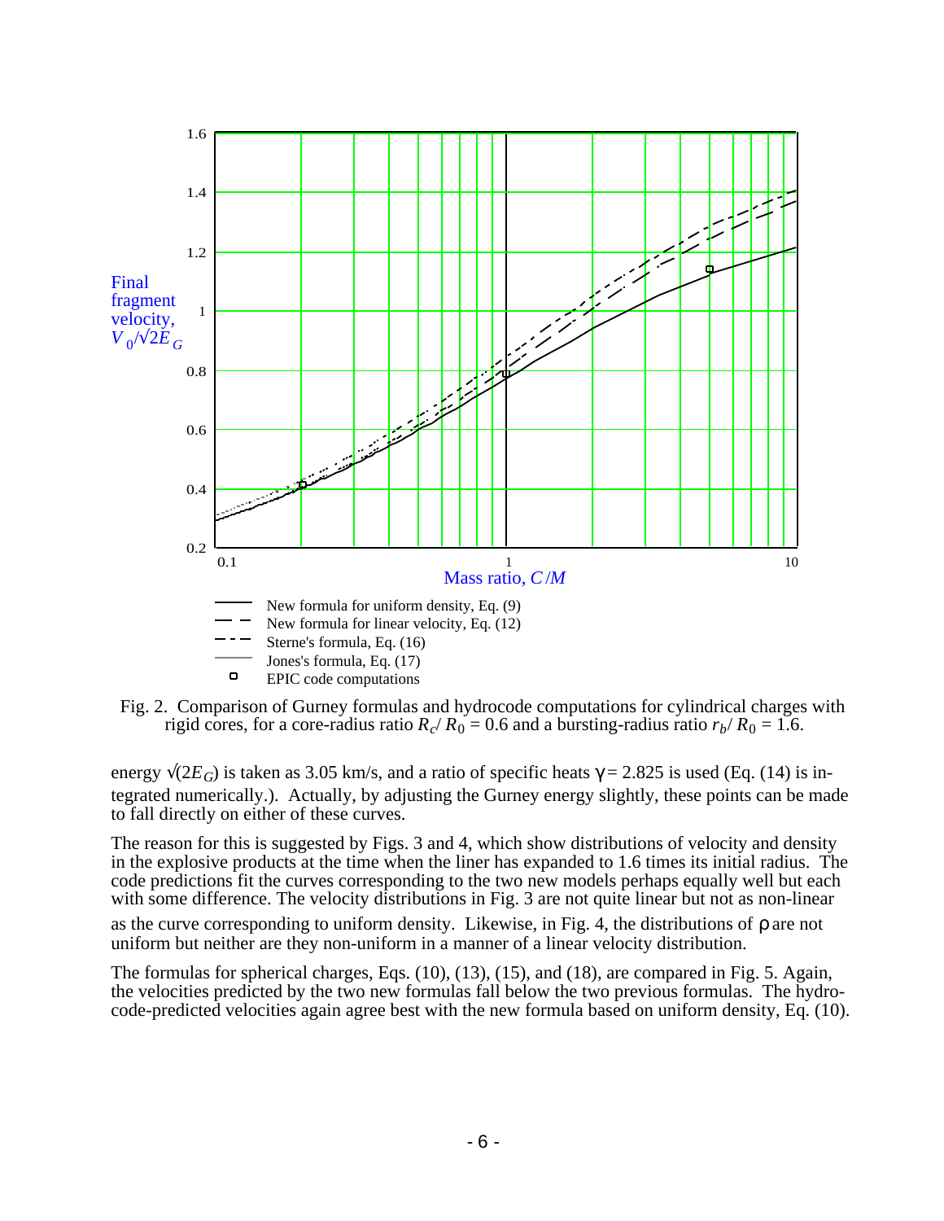Fig. 2. Comparison of Gurney formulas and hydrocode computations for cylindrical charges with rigid cores, for a core-radius ratio $R_c/R_0 = 0.6$ and a bursting-radius ratio $r_b/R_0 = 1.6$.

energy $\sqrt{(2E_G)}$ is taken as 3.05 km/s, and a ratio of specific heats $\gamma = 2.825$ is used (Eq. (14) is integrated numerically.). Actually, by adjusting the Gurney energy slightly, these points can be made to fall directly on either of these curves.

The reason for this is suggested by Figs. 3 and 4, which show distributions of velocity and density in the explosive products at the time when the liner has expanded to 1.6 times its initial radius. The code predictions fit the curves corresponding to the two new models perhaps equally well but each with some difference. The velocity distributions in Fig. 3 are not quite linear but not as non-linear as the curve corresponding to uniform density. Likewise, in Fig. 4, the distributions of $\rho$ are not uniform but neither are they non-uniform in a manner of a linear velocity distribution.

The formulas for spherical charges, Eqs. (10), (13), (15), and (18), are compared in Fig. 5. Again, the velocities predicted by the two new formulas fall below the two previous formulas. The hydrocode-predicted velocities again agree best with the new formula based on uniform density, Eq. (10).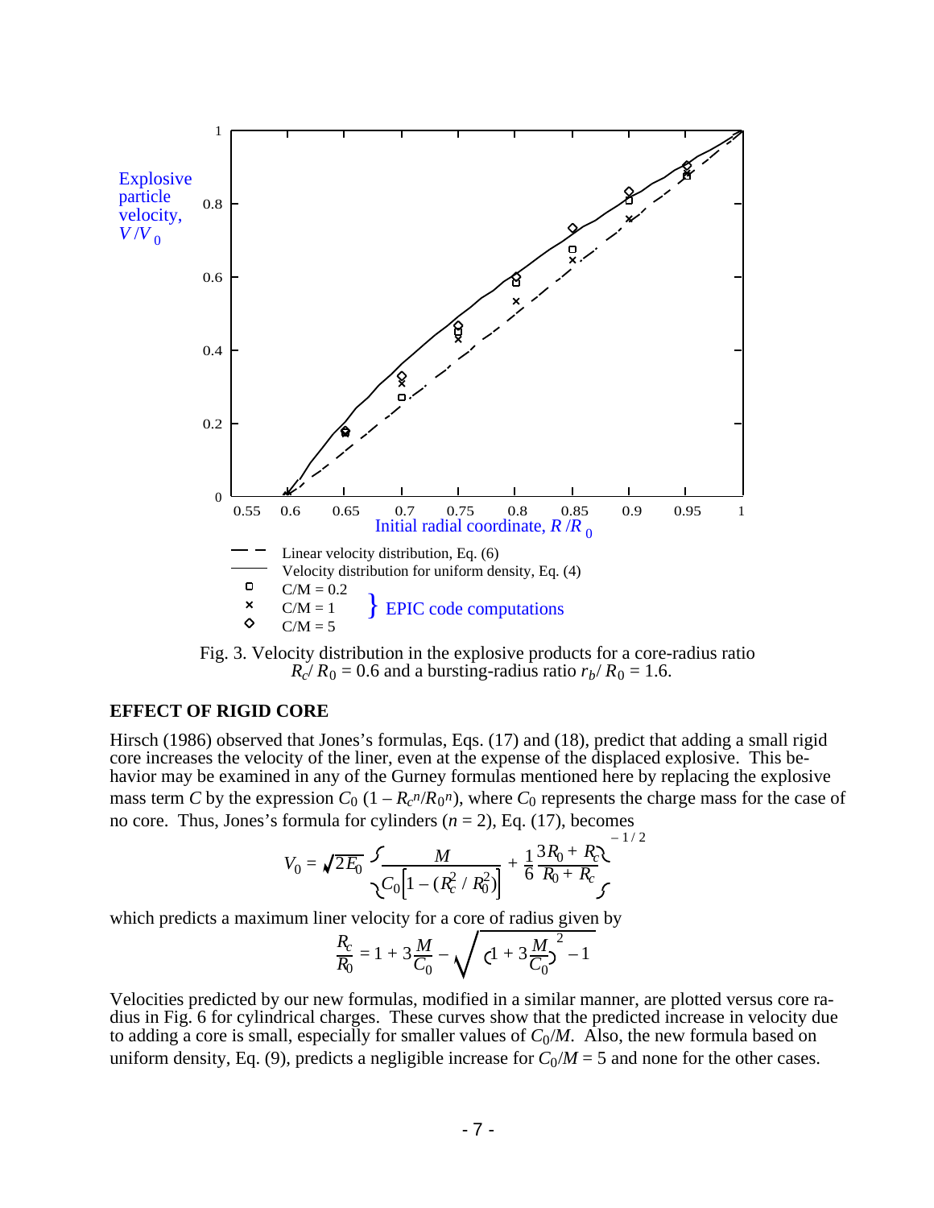Fig. 3. Velocity distribution in the explosive products for a core-radius ratio $R_c/R_0 = 0.6$ and a bursting-radius ratio $r_b/R_0 = 1.6$.

## EFFECT OF RIGID CORE

Hirsch (1986) observed that Jones's formulas, Eqs. (17) and (18), predict that adding a small rigid core increases the velocity of the liner, even at the expense of the displaced explosive. This behavior may be examined in any of the Gurney formulas mentioned here by replacing the explosive mass term $C$ by the expression $C_0\,(1 - R_c^n/R_0^n)$, where $C_0$ represents the charge mass for the case of no core. Thus, Jones's formula for cylinders ($n = 2$), Eq. (17), becomes

$$V_0 = \sqrt{2E_0}\left\{\frac{M}{C_0\left[1 - (R_c^2/R_0^2)\right]} + \frac{1}{6}\,\frac{3R_0 + R_c}{R_0 + R_c}\right\}^{-1/2}$$

which predicts a maximum liner velocity for a core of radius given by

$$\frac{R_c}{R_0} = 1 + 3\frac{M}{C_0} - \sqrt{\left(1 + 3\frac{M}{C_0}\right)^2 - 1}$$

Velocities predicted by our new formulas, modified in a similar manner, are plotted versus core radius in Fig. 6 for cylindrical charges. These curves show that the predicted increase in velocity due to adding a core is small, especially for smaller values of $C_0/M$. Also, the new formula based on uniform density, Eq. (9), predicts a negligible increase for $C_0/M = 5$ and none for the other cases.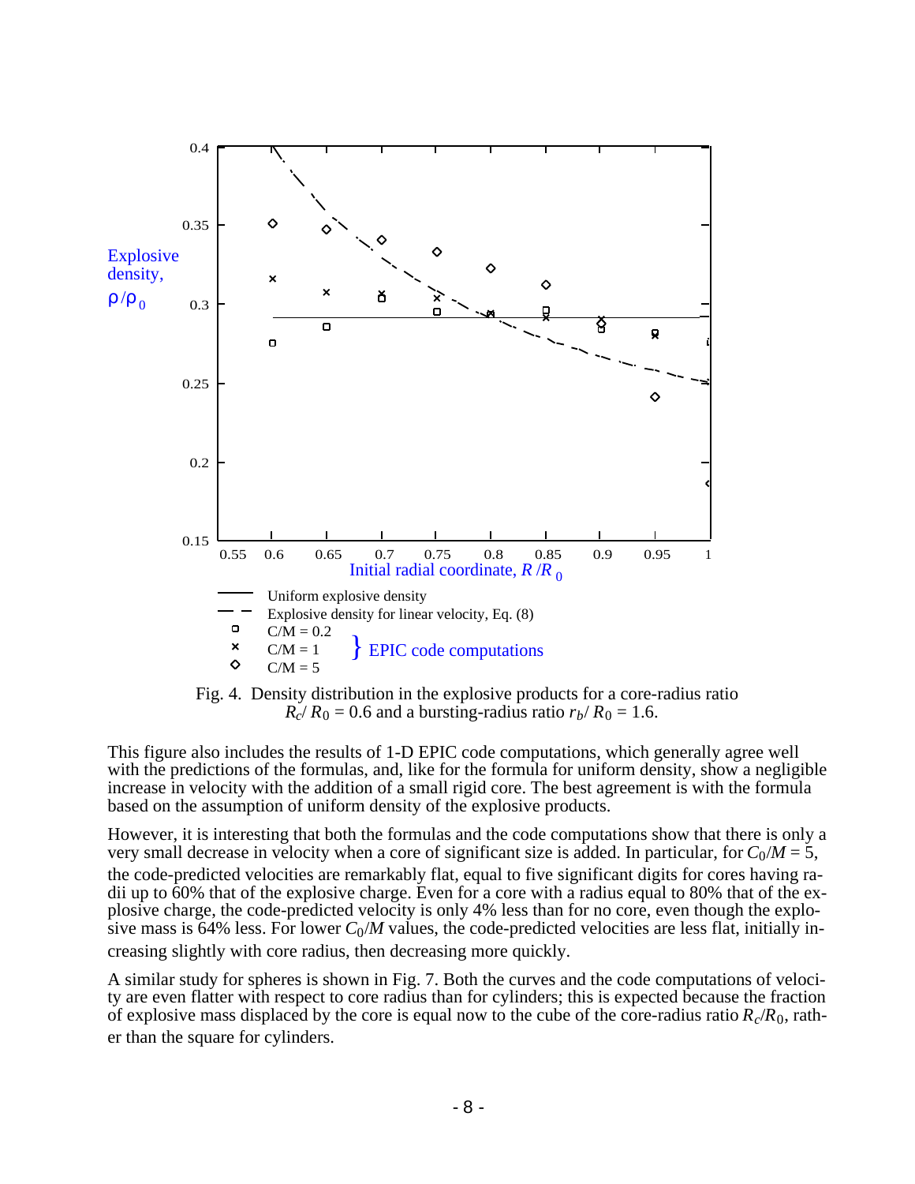Fig. 4. Density distribution in the explosive products for a core-radius ratio $R_c/R_0 = 0.6$ and a bursting-radius ratio $r_b/R_0 = 1.6$.

This figure also includes the results of 1-D EPIC code computations, which generally agree well with the predictions of the formulas, and, like for the formula for uniform density, show a negligible increase in velocity with the addition of a small rigid core. The best agreement is with the formula based on the assumption of uniform density of the explosive products.

However, it is interesting that both the formulas and the code computations show that there is only a very small decrease in velocity when a core of significant size is added. In particular, for $C_0/M = 5$, the code-predicted velocities are remarkably flat, equal to five significant digits for cores having radii up to 60% that of the explosive charge. Even for a core with a radius equal to 80% that of the explosive charge, the code-predicted velocity is only 4% less than for no core, even though the explosive mass is 64% less. For lower $C_0/M$ values, the code-predicted velocities are less flat, initially increasing slightly with core radius, then decreasing more quickly.

A similar study for spheres is shown in Fig. 7. Both the curves and the code computations of velocity are even flatter with respect to core radius than for cylinders; this is expected because the fraction of explosive mass displaced by the core is equal now to the cube of the core-radius ratio $R_c/R_0$, rather than the square for cylinders.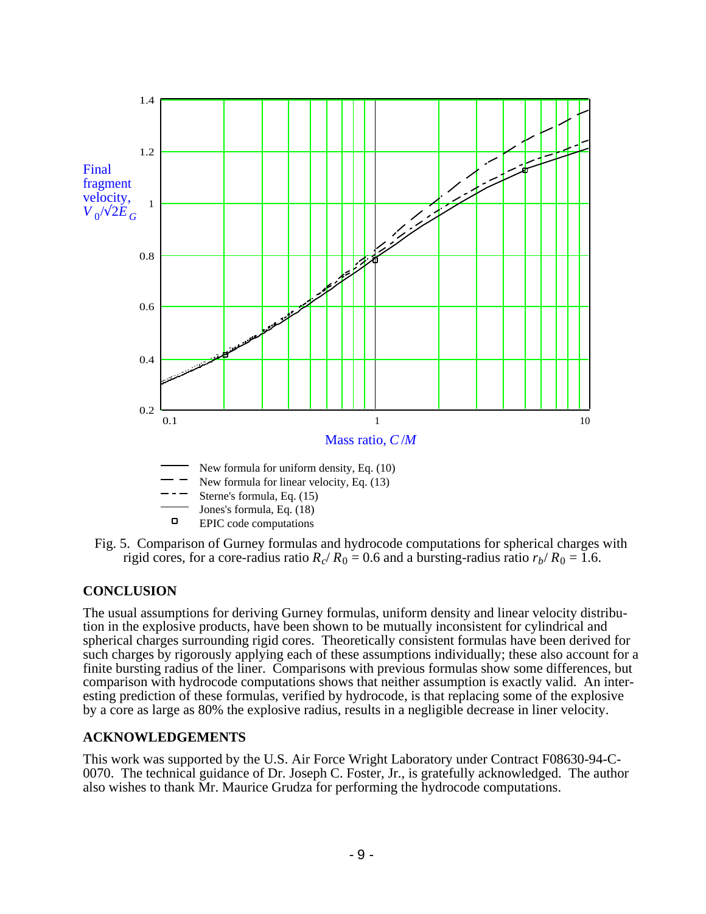Fig. 5. Comparison of Gurney formulas and hydrocode computations for spherical charges with rigid cores, for a core-radius ratio $R_c/R_0 = 0.6$ and a bursting-radius ratio $r_b/R_0 = 1.6$.

## CONCLUSION

The usual assumptions for deriving Gurney formulas, uniform density and linear velocity distribution in the explosive products, have been shown to be mutually inconsistent for cylindrical and spherical charges surrounding rigid cores. Theoretically consistent formulas have been derived for such charges by rigorously applying each of these assumptions individually; these also account for a finite bursting radius of the liner. Comparisons with previous formulas show some differences, but comparison with hydrocode computations shows that neither assumption is exactly valid. An interesting prediction of these formulas, verified by hydrocode, is that replacing some of the explosive by a core as large as 80% the explosive radius, results in a negligible decrease in liner velocity.

## ACKNOWLEDGEMENTS

This work was supported by the U.S. Air Force Wright Laboratory under Contract F08630-94-C-0070. The technical guidance of Dr. Joseph C. Foster, Jr., is gratefully acknowledged. The author also wishes to thank Mr. Maurice Grudza for performing the hydrocode computations.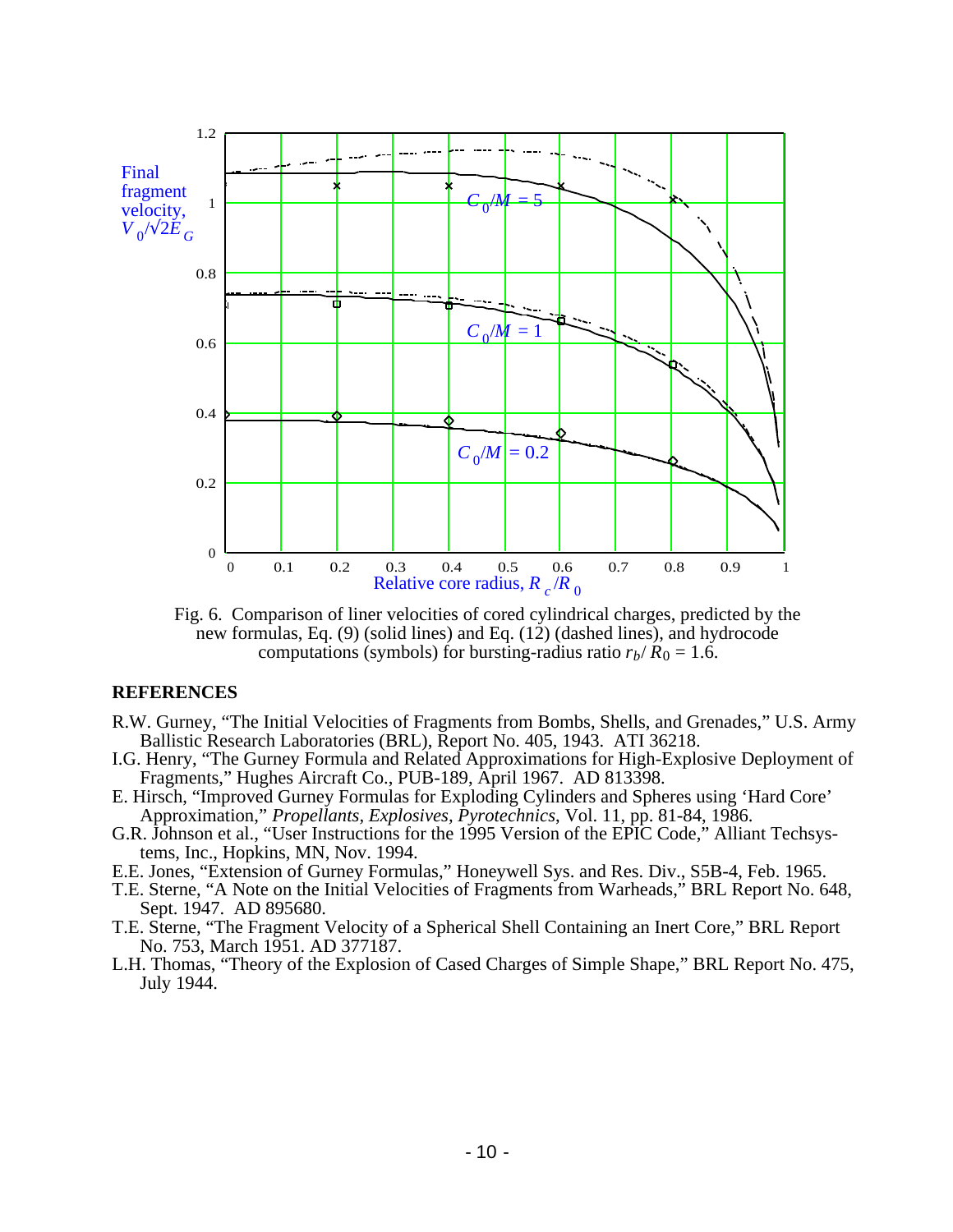Fig. 6. Comparison of liner velocities of cored cylindrical charges, predicted by the new formulas, Eq. (9) (solid lines) and Eq. (12) (dashed lines), and hydrocode computations (symbols) for bursting-radius ratio $r_b/R_0 = 1.6$.

## REFERENCES

R.W. Gurney, "The Initial Velocities of Fragments from Bombs, Shells, and Grenades," U.S. Army Ballistic Research Laboratories (BRL), Report No. 405, 1943. ATI 36218.

I.G. Henry, "The Gurney Formula and Related Approximations for High-Explosive Deployment of Fragments," Hughes Aircraft Co., PUB-189, April 1967. AD 813398.

E. Hirsch, "Improved Gurney Formulas for Exploding Cylinders and Spheres using 'Hard Core' Approximation," *Propellants, Explosives, Pyrotechnics*, Vol. 11, pp. 81-84, 1986.

G.R. Johnson et al., "User Instructions for the 1995 Version of the EPIC Code," Alliant Techsystems, Inc., Hopkins, MN, Nov. 1994.

E.E. Jones, "Extension of Gurney Formulas," Honeywell Sys. and Res. Div., S5B-4, Feb. 1965.

T.E. Sterne, "A Note on the Initial Velocities of Fragments from Warheads," BRL Report No. 648, Sept. 1947. AD 895680.

T.E. Sterne, "The Fragment Velocity of a Spherical Shell Containing an Inert Core," BRL Report No. 753, March 1951. AD 377187.

L.H. Thomas, "Theory of the Explosion of Cased Charges of Simple Shape," BRL Report No. 475, July 1944.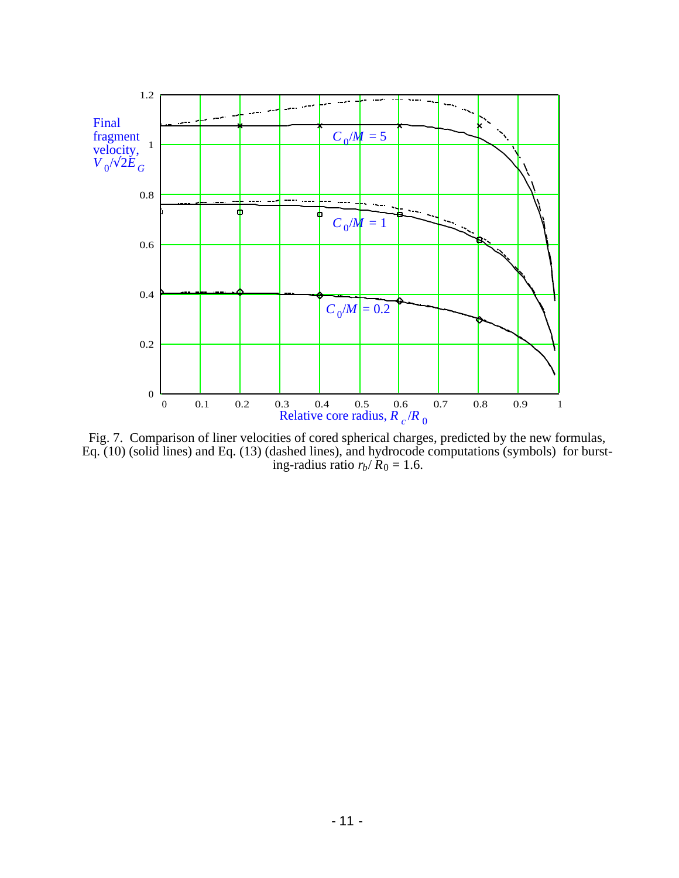Final fragment velocity, $V_0/\sqrt{2E_G}$

1.2

1

0.8

0.6

0.4

0.2

0

0 0.1 0.2 0.3 0.4 0.5 0.6 0.7 0.8 0.9 1

Relative core radius, $R_c/R_0$

$C_0/M = 5$

$C_0/M = 1$

$C_0/M = 0.2$

Fig. 7. Comparison of liner velocities of cored spherical charges, predicted by the new formulas, Eq. (10) (solid lines) and Eq. (13) (dashed lines), and hydrocode computations (symbols) for bursting-radius ratio $r_b/R_0 = 1.6$.